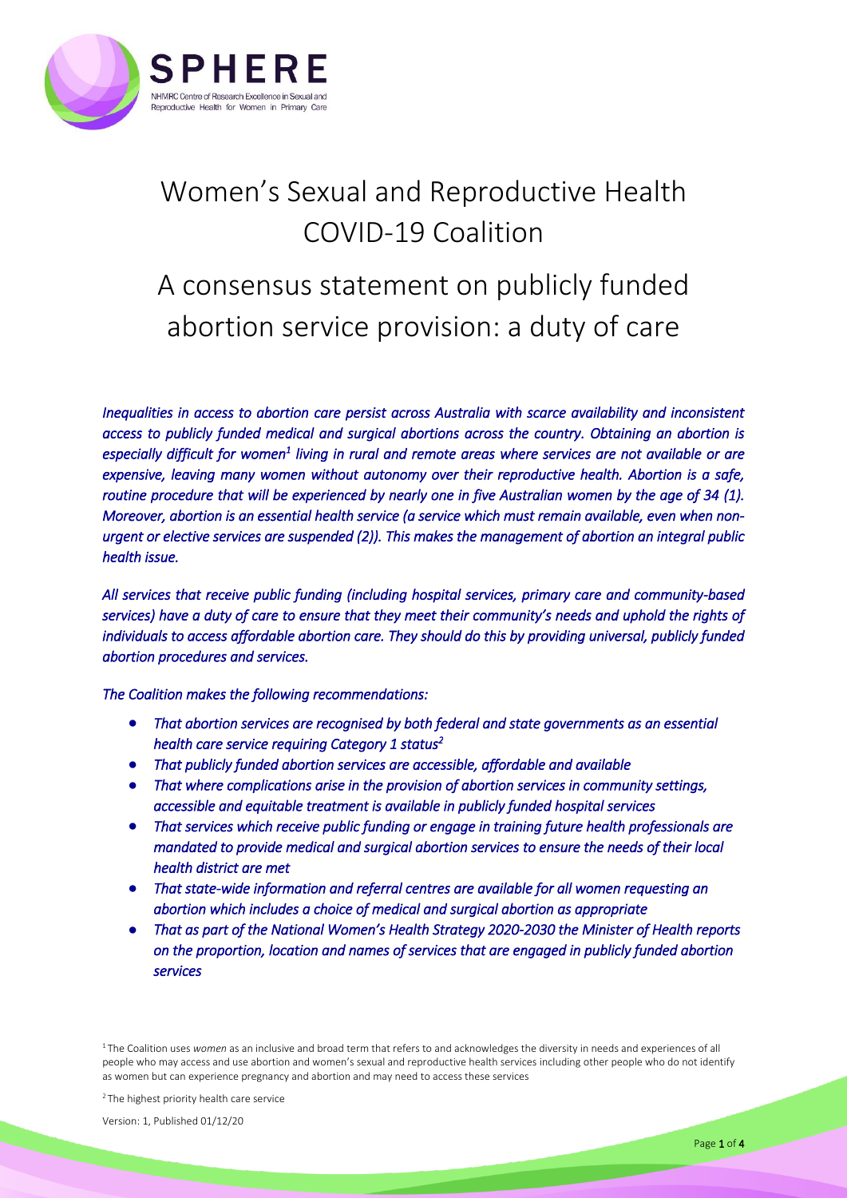# Women's Sexual and Reproductive Health COVID-19 Coalition

## A consensus statement on publicly funded abortion service provision: a duty of care

*Inequalities in access to abortion care persist across Australia with scarce availability and inconsistent access to publicly funded medical and surgical abortions across the country. Obtaining an abortion is especially difficult for women[1] living in rural and remote areas where services are not available or are expensive, leaving many women without autonomy over their reproductive health. Abortion is a safe, routine procedure that will be experienced by nearly one in five Australian women by the age of 34 (1). Moreover, abortion is an essential health service (a service which must remain available, even when non-urgent or elective services are suspended (2)). This makes the management of abortion an integral public health issue.*

*All services that receive public funding (including hospital services, primary care and community-based services) have a duty of care to ensure that they meet their community's needs and uphold the rights of individuals to access affordable abortion care. They should do this by providing universal, publicly funded abortion procedures and services.*

*The Coalition makes the following recommendations:*

- *That abortion services are recognised by both federal and state governments as an essential health care service requiring Category 1 status[2]*
- *That publicly funded abortion services are accessible, affordable and available*
- *That where complications arise in the provision of abortion services in community settings, accessible and equitable treatment is available in publicly funded hospital services*
- *That services which receive public funding or engage in training future health professionals are mandated to provide medical and surgical abortion services to ensure the needs of their local health district are met*
- *That state-wide information and referral centres are available for all women requesting an abortion which includes a choice of medical and surgical abortion as appropriate*
- *That as part of the National Women's Health Strategy 2020-2030 the Minister of Health reports on the proportion, location and names of services that are engaged in publicly funded abortion services*

[1] The Coalition uses *women* as an inclusive and broad term that refers to and acknowledges the diversity in needs and experiences of all people who may access and use abortion and women's sexual and reproductive health services including other people who do not identify as women but can experience pregnancy and abortion and may need to access these services

[2] The highest priority health care service

Version: 1, Published 01/12/20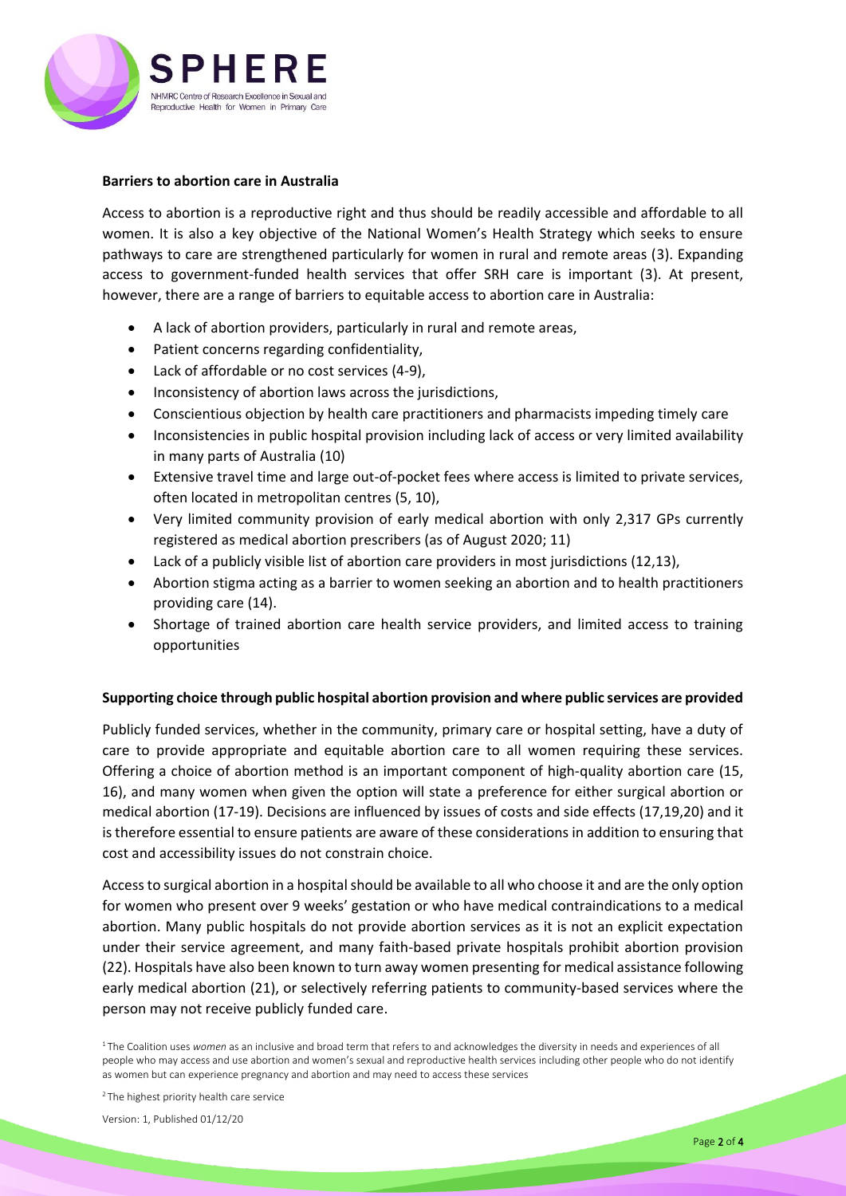**Barriers to abortion care in Australia**

Access to abortion is a reproductive right and thus should be readily accessible and affordable to all women. It is also a key objective of the National Women's Health Strategy which seeks to ensure pathways to care are strengthened particularly for women in rural and remote areas (3). Expanding access to government-funded health services that offer SRH care is important (3). At present, however, there are a range of barriers to equitable access to abortion care in Australia:

- A lack of abortion providers, particularly in rural and remote areas,
- Patient concerns regarding confidentiality,
- Lack of affordable or no cost services (4-9),
- Inconsistency of abortion laws across the jurisdictions,
- Conscientious objection by health care practitioners and pharmacists impeding timely care
- Inconsistencies in public hospital provision including lack of access or very limited availability in many parts of Australia (10)
- Extensive travel time and large out-of-pocket fees where access is limited to private services, often located in metropolitan centres (5, 10),
- Very limited community provision of early medical abortion with only 2,317 GPs currently registered as medical abortion prescribers (as of August 2020; 11)
- Lack of a publicly visible list of abortion care providers in most jurisdictions (12,13),
- Abortion stigma acting as a barrier to women seeking an abortion and to health practitioners providing care (14).
- Shortage of trained abortion care health service providers, and limited access to training opportunities

**Supporting choice through public hospital abortion provision and where public services are provided**

Publicly funded services, whether in the community, primary care or hospital setting, have a duty of care to provide appropriate and equitable abortion care to all women requiring these services. Offering a choice of abortion method is an important component of high-quality abortion care (15, 16), and many women when given the option will state a preference for either surgical abortion or medical abortion (17-19). Decisions are influenced by issues of costs and side effects (17,19,20) and it is therefore essential to ensure patients are aware of these considerations in addition to ensuring that cost and accessibility issues do not constrain choice.

Access to surgical abortion in a hospital should be available to all who choose it and are the only option for women who present over 9 weeks' gestation or who have medical contraindications to a medical abortion. Many public hospitals do not provide abortion services as it is not an explicit expectation under their service agreement, and many faith-based private hospitals prohibit abortion provision (22). Hospitals have also been known to turn away women presenting for medical assistance following early medical abortion (21), or selectively referring patients to community-based services where the person may not receive publicly funded care.

[1] The Coalition uses *women* as an inclusive and broad term that refers to and acknowledges the diversity in needs and experiences of all people who may access and use abortion and women's sexual and reproductive health services including other people who do not identify as women but can experience pregnancy and abortion and may need to access these services

[2] The highest priority health care service

Version: 1, Published 01/12/20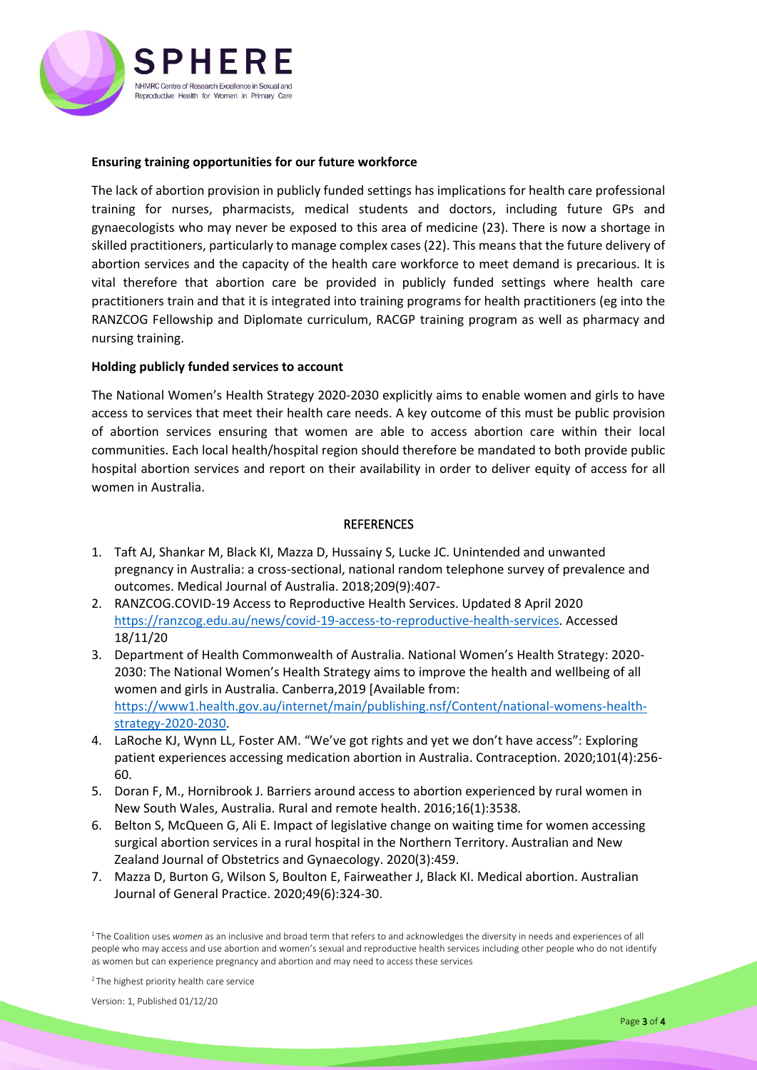**Ensuring training opportunities for our future workforce**

The lack of abortion provision in publicly funded settings has implications for health care professional training for nurses, pharmacists, medical students and doctors, including future GPs and gynaecologists who may never be exposed to this area of medicine (23). There is now a shortage in skilled practitioners, particularly to manage complex cases (22). This means that the future delivery of abortion services and the capacity of the health care workforce to meet demand is precarious. It is vital therefore that abortion care be provided in publicly funded settings where health care practitioners train and that it is integrated into training programs for health practitioners (eg into the RANZCOG Fellowship and Diplomate curriculum, RACGP training program as well as pharmacy and nursing training.

**Holding publicly funded services to account**

The National Women's Health Strategy 2020-2030 explicitly aims to enable women and girls to have access to services that meet their health care needs. A key outcome of this must be public provision of abortion services ensuring that women are able to access abortion care within their local communities. Each local health/hospital region should therefore be mandated to both provide public hospital abortion services and report on their availability in order to deliver equity of access for all women in Australia.

## REFERENCES

1. Taft AJ, Shankar M, Black KI, Mazza D, Hussainy S, Lucke JC. Unintended and unwanted pregnancy in Australia: a cross-sectional, national random telephone survey of prevalence and outcomes. Medical Journal of Australia. 2018;209(9):407-
2. RANZCOG.COVID-19 Access to Reproductive Health Services. Updated 8 April 2020 https://ranzcog.edu.au/news/covid-19-access-to-reproductive-health-services. Accessed 18/11/20
3. Department of Health Commonwealth of Australia. National Women's Health Strategy: 2020-2030: The National Women's Health Strategy aims to improve the health and wellbeing of all women and girls in Australia. Canberra,2019 [Available from: https://www1.health.gov.au/internet/main/publishing.nsf/Content/national-womens-health-strategy-2020-2030.
4. LaRoche KJ, Wynn LL, Foster AM. "We've got rights and yet we don't have access": Exploring patient experiences accessing medication abortion in Australia. Contraception. 2020;101(4):256-60.
5. Doran F, M., Hornibrook J. Barriers around access to abortion experienced by rural women in New South Wales, Australia. Rural and remote health. 2016;16(1):3538.
6. Belton S, McQueen G, Ali E. Impact of legislative change on waiting time for women accessing surgical abortion services in a rural hospital in the Northern Territory. Australian and New Zealand Journal of Obstetrics and Gynaecology. 2020(3):459.
7. Mazza D, Burton G, Wilson S, Boulton E, Fairweather J, Black KI. Medical abortion. Australian Journal of General Practice. 2020;49(6):324-30.

[1] The Coalition uses *women* as an inclusive and broad term that refers to and acknowledges the diversity in needs and experiences of all people who may access and use abortion and women's sexual and reproductive health services including other people who do not identify as women but can experience pregnancy and abortion and may need to access these services

[2] The highest priority health care service

Version: 1, Published 01/12/20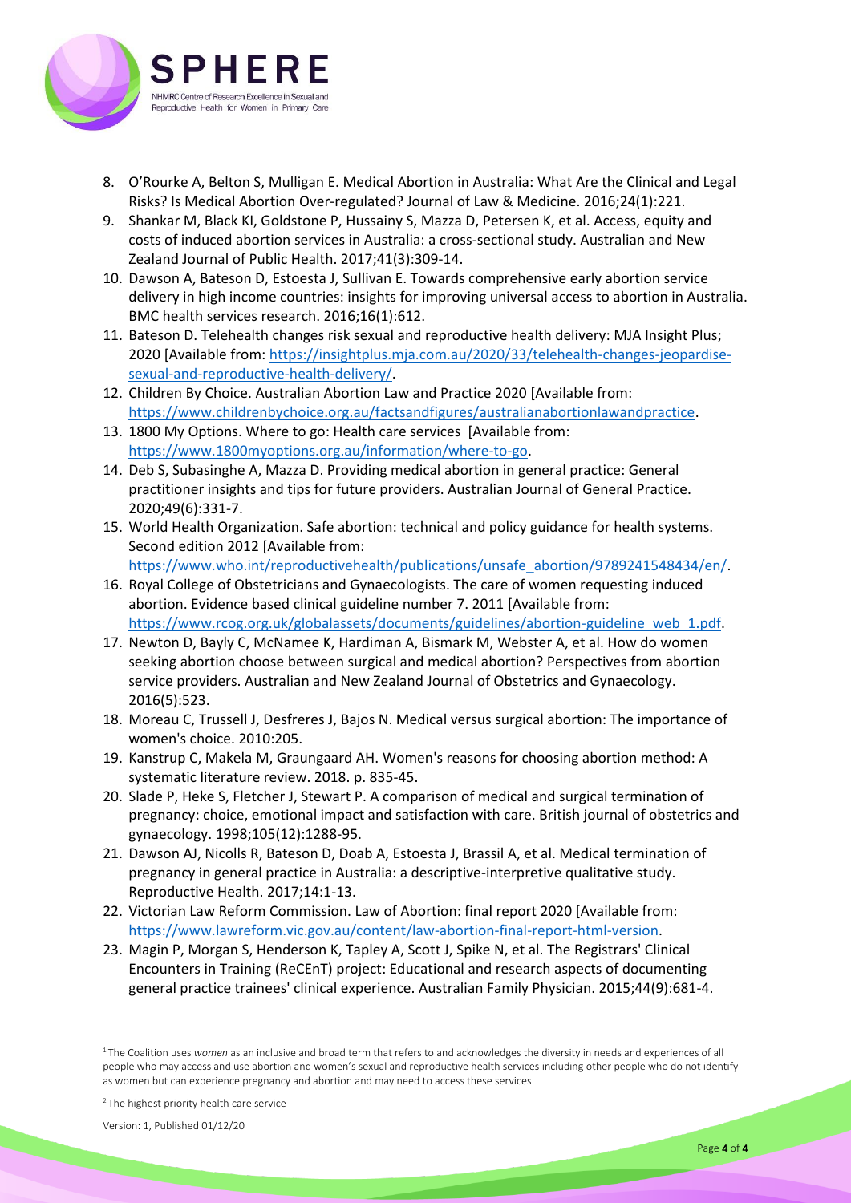8. O'Rourke A, Belton S, Mulligan E. Medical Abortion in Australia: What Are the Clinical and Legal Risks? Is Medical Abortion Over-regulated? Journal of Law & Medicine. 2016;24(1):221.
9. Shankar M, Black KI, Goldstone P, Hussainy S, Mazza D, Petersen K, et al. Access, equity and costs of induced abortion services in Australia: a cross-sectional study. Australian and New Zealand Journal of Public Health. 2017;41(3):309-14.
10. Dawson A, Bateson D, Estoesta J, Sullivan E. Towards comprehensive early abortion service delivery in high income countries: insights for improving universal access to abortion in Australia. BMC health services research. 2016;16(1):612.
11. Bateson D. Telehealth changes risk sexual and reproductive health delivery: MJA Insight Plus; 2020 [Available from: https://insightplus.mja.com.au/2020/33/telehealth-changes-jeopardise-sexual-and-reproductive-health-delivery/.
12. Children By Choice. Australian Abortion Law and Practice 2020 [Available from: https://www.childrenbychoice.org.au/factsandfigures/australianabortionlawandpractice.
13. 1800 My Options. Where to go: Health care services [Available from: https://www.1800myoptions.org.au/information/where-to-go.
14. Deb S, Subasinghe A, Mazza D. Providing medical abortion in general practice: General practitioner insights and tips for future providers. Australian Journal of General Practice. 2020;49(6):331-7.
15. World Health Organization. Safe abortion: technical and policy guidance for health systems. Second edition 2012 [Available from: https://www.who.int/reproductivehealth/publications/unsafe_abortion/9789241548434/en/.
16. Royal College of Obstetricians and Gynaecologists. The care of women requesting induced abortion. Evidence based clinical guideline number 7. 2011 [Available from: https://www.rcog.org.uk/globalassets/documents/guidelines/abortion-guideline_web_1.pdf.
17. Newton D, Bayly C, McNamee K, Hardiman A, Bismark M, Webster A, et al. How do women seeking abortion choose between surgical and medical abortion? Perspectives from abortion service providers. Australian and New Zealand Journal of Obstetrics and Gynaecology. 2016(5):523.
18. Moreau C, Trussell J, Desfreres J, Bajos N. Medical versus surgical abortion: The importance of women's choice. 2010:205.
19. Kanstrup C, Makela M, Graungaard AH. Women's reasons for choosing abortion method: A systematic literature review. 2018. p. 835-45.
20. Slade P, Heke S, Fletcher J, Stewart P. A comparison of medical and surgical termination of pregnancy: choice, emotional impact and satisfaction with care. British journal of obstetrics and gynaecology. 1998;105(12):1288-95.
21. Dawson AJ, Nicolls R, Bateson D, Doab A, Estoesta J, Brassil A, et al. Medical termination of pregnancy in general practice in Australia: a descriptive-interpretive qualitative study. Reproductive Health. 2017;14:1-13.
22. Victorian Law Reform Commission. Law of Abortion: final report 2020 [Available from: https://www.lawreform.vic.gov.au/content/law-abortion-final-report-html-version.
23. Magin P, Morgan S, Henderson K, Tapley A, Scott J, Spike N, et al. The Registrars' Clinical Encounters in Training (ReCEnT) project: Educational and research aspects of documenting general practice trainees' clinical experience. Australian Family Physician. 2015;44(9):681-4.

[1] The Coalition uses *women* as an inclusive and broad term that refers to and acknowledges the diversity in needs and experiences of all people who may access and use abortion and women's sexual and reproductive health services including other people who do not identify as women but can experience pregnancy and abortion and may need to access these services

[2] The highest priority health care service

Version: 1, Published 01/12/20